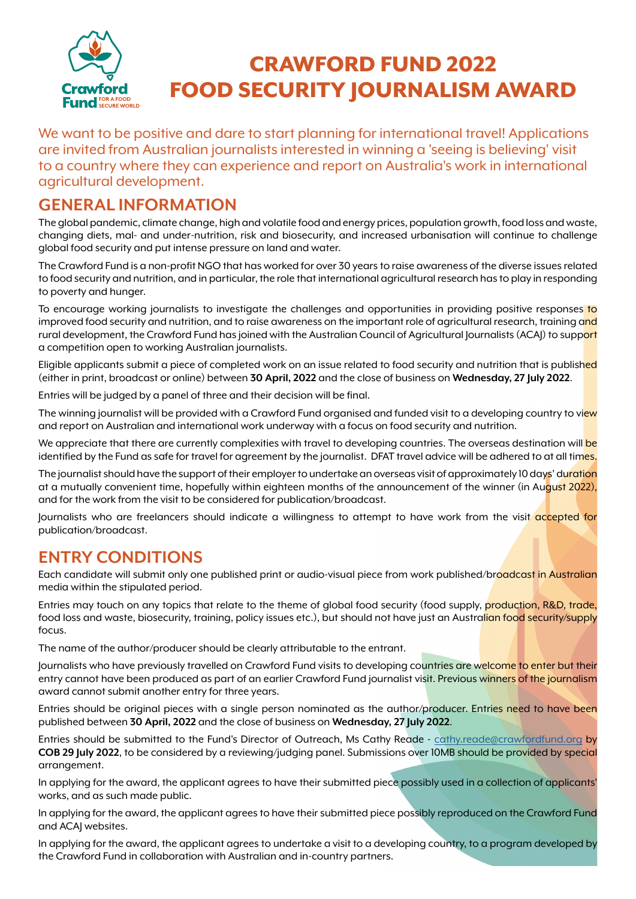# CRAWFORD FUND 2022 FOOD SECURITY JOURNALISM AWARD

We want to be positive and dare to start planning for international travel! Applications are invited from Australian journalists interested in winning a 'seeing is believing' visit to a country where they can experience and report on Australia's work in international agricultural development.

## GENERAL INFORMATION

The global pandemic, climate change, high and volatile food and energy prices, population growth, food loss and waste, changing diets, mal- and under-nutrition, risk and biosecurity, and increased urbanisation will continue to challenge global food security and put intense pressure on land and water.

The Crawford Fund is a non-profit NGO that has worked for over 30 years to raise awareness of the diverse issues related to food security and nutrition, and in particular, the role that international agricultural research has to play in responding to poverty and hunger.

To encourage working journalists to investigate the challenges and opportunities in providing positive responses to improved food security and nutrition, and to raise awareness on the important role of agricultural research, training and rural development, the Crawford Fund has joined with the Australian Council of Agricultural Journalists (ACAJ) to support a competition open to working Australian journalists.

Eligible applicants submit a piece of completed work on an issue related to food security and nutrition that is published (either in print, broadcast or online) between **30 April, 2022** and the close of business on **Wednesday, 27 July 2022**.

Entries will be judged by a panel of three and their decision will be final.

The winning journalist will be provided with a Crawford Fund organised and funded visit to a developing country to view and report on Australian and international work underway with a focus on food security and nutrition.

We appreciate that there are currently complexities with travel to developing countries. The overseas destination will be identified by the Fund as safe for travel for agreement by the journalist. DFAT travel advice will be adhered to at all times.

The journalist should have the support of their employer to undertake an overseas visit of approximately 10 days' duration at a mutually convenient time, hopefully within eighteen months of the announcement of the winner (in August 2022), and for the work from the visit to be considered for publication/broadcast.

Journalists who are freelancers should indicate a willingness to attempt to have work from the visit accepted for publication/broadcast.

## ENTRY CONDITIONS

Each candidate will submit only one published print or audio-visual piece from work published/broadcast in Australian media within the stipulated period.

Entries may touch on any topics that relate to the theme of global food security (food supply, production, R&D, trade, food loss and waste, biosecurity, training, policy issues etc.), but should not have just an Australian food security/supply focus.

The name of the author/producer should be clearly attributable to the entrant.

Journalists who have previously travelled on Crawford Fund visits to developing countries are welcome to enter but their entry cannot have been produced as part of an earlier Crawford Fund journalist visit. Previous winners of the journalism award cannot submit another entry for three years.

Entries should be original pieces with a single person nominated as the author/producer. Entries need to have been published between **30 April, 2022** and the close of business on **Wednesday, 27 July 2022**.

Entries should be submitted to the Fund's Director of Outreach, Ms Cathy Reade - cathy.reade@crawfordfund.org by **COB 29 July 2022**, to be considered by a reviewing/judging panel. Submissions over 10MB should be provided by special arrangement.

In applying for the award, the applicant agrees to have their submitted piece possibly used in a collection of applicants' works, and as such made public.

In applying for the award, the applicant agrees to have their submitted piece possibly reproduced on the Crawford Fund and ACAJ websites.

In applying for the award, the applicant agrees to undertake a visit to a developing country, to a program developed by the Crawford Fund in collaboration with Australian and in-country partners.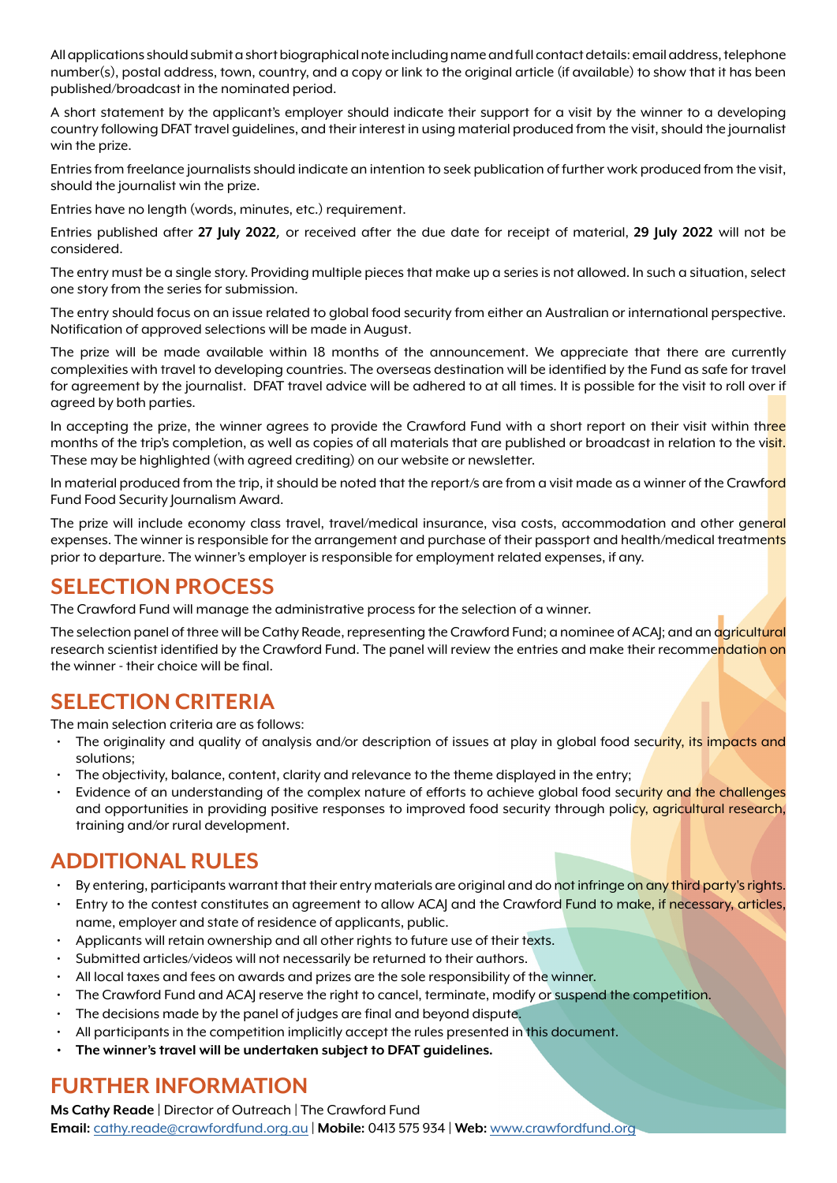All applications should submit a short biographical note including name and full contact details: email address, telephone number(s), postal address, town, country, and a copy or link to the original article (if available) to show that it has been published/broadcast in the nominated period.

A short statement by the applicant's employer should indicate their support for a visit by the winner to a developing country following DFAT travel guidelines, and their interest in using material produced from the visit, should the journalist win the prize.

Entries from freelance journalists should indicate an intention to seek publication of further work produced from the visit, should the journalist win the prize.

Entries have no length (words, minutes, etc.) requirement.

Entries published after **27 July 2022**, or received after the due date for receipt of material, **29 July 2022** will not be considered.

The entry must be a single story. Providing multiple pieces that make up a series is not allowed. In such a situation, select one story from the series for submission.

The entry should focus on an issue related to global food security from either an Australian or international perspective. Notification of approved selections will be made in August.

The prize will be made available within 18 months of the announcement. We appreciate that there are currently complexities with travel to developing countries. The overseas destination will be identified by the Fund as safe for travel for agreement by the journalist. DFAT travel advice will be adhered to at all times. It is possible for the visit to roll over if agreed by both parties.

In accepting the prize, the winner agrees to provide the Crawford Fund with a short report on their visit within three months of the trip's completion, as well as copies of all materials that are published or broadcast in relation to the visit. These may be highlighted (with agreed crediting) on our website or newsletter.

In material produced from the trip, it should be noted that the report/s are from a visit made as a winner of the Crawford Fund Food Security Journalism Award.

The prize will include economy class travel, travel/medical insurance, visa costs, accommodation and other general expenses. The winner is responsible for the arrangement and purchase of their passport and health/medical treatments prior to departure. The winner's employer is responsible for employment related expenses, if any.

## SELECTION PROCESS

The Crawford Fund will manage the administrative process for the selection of a winner.

The selection panel of three will be Cathy Reade, representing the Crawford Fund; a nominee of ACAJ; and an agricultural research scientist identified by the Crawford Fund. The panel will review the entries and make their recommendation on the winner - their choice will be final.

## SELECTION CRITERIA

The main selection criteria are as follows:

- The originality and quality of analysis and/or description of issues at play in global food security, its impacts and solutions;
- The objectivity, balance, content, clarity and relevance to the theme displayed in the entry;
- Evidence of an understanding of the complex nature of efforts to achieve global food security and the challenges and opportunities in providing positive responses to improved food security through policy, agricultural research, training and/or rural development.

## ADDITIONAL RULES

- By entering, participants warrant that their entry materials are original and do not infringe on any third party's rights.
- Entry to the contest constitutes an agreement to allow ACAJ and the Crawford Fund to make, if necessary, articles, name, employer and state of residence of applicants, public.
- Applicants will retain ownership and all other rights to future use of their texts.
- Submitted articles/videos will not necessarily be returned to their authors.
- All local taxes and fees on awards and prizes are the sole responsibility of the winner.
- The Crawford Fund and ACAJ reserve the right to cancel, terminate, modify or suspend the competition.
- The decisions made by the panel of judges are final and beyond dispute.
- All participants in the competition implicitly accept the rules presented in this document.
- **The winner's travel will be undertaken subject to DFAT guidelines.**

## FURTHER INFORMATION

**Ms Cathy Reade** | Director of Outreach | The Crawford Fund
**Email:** cathy.reade@crawfordfund.org.au | **Mobile:** 0413 575 934 | **Web:** www.crawfordfund.org